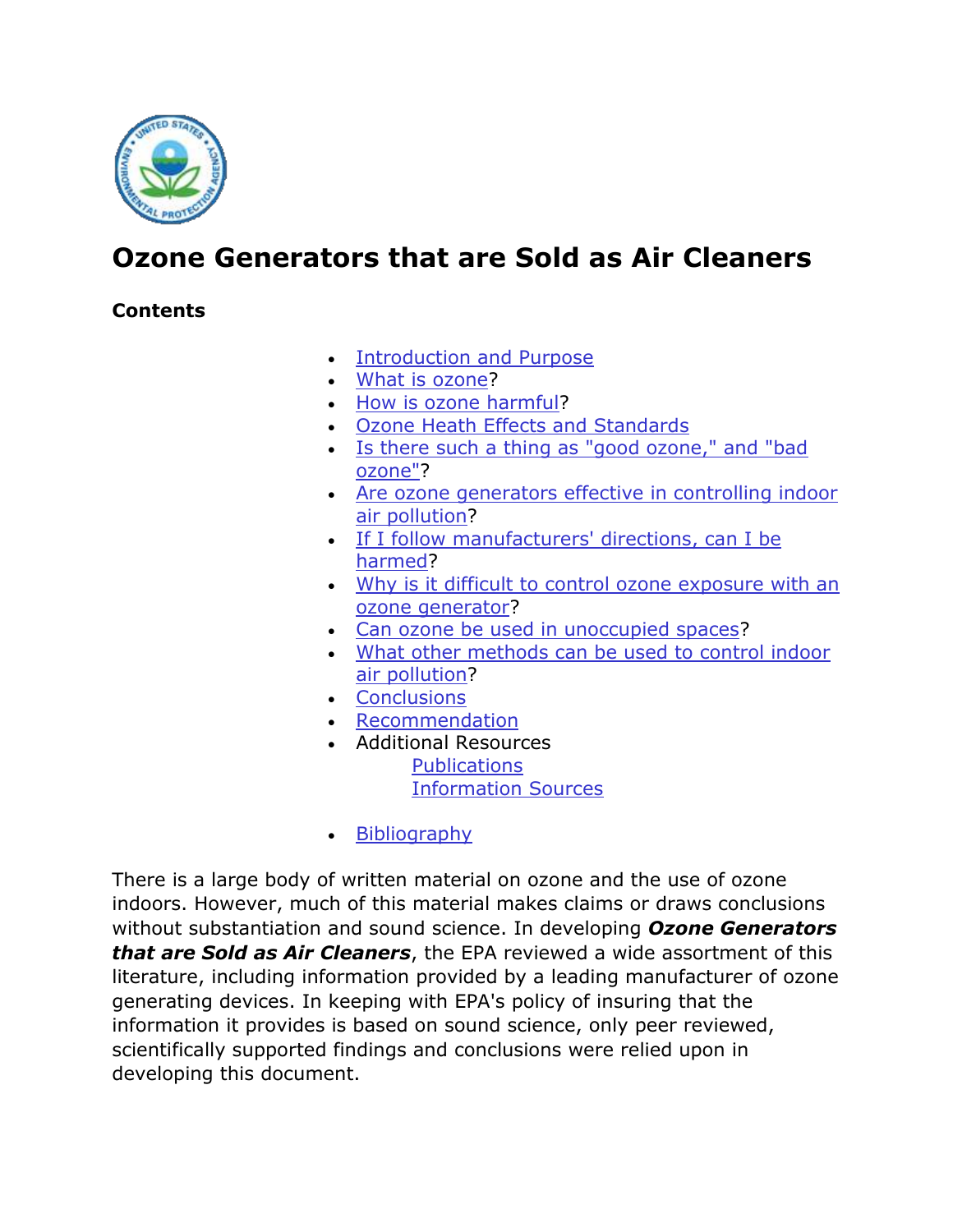# Ozone Generators that are Sold as Air Cleaners

**Contents**

- Introduction and Purpose
- What is ozone?
- How is ozone harmful?
- Ozone Heath Effects and Standards
- Is there such a thing as "good ozone," and "bad ozone"?
- Are ozone generators effective in controlling indoor air pollution?
- If I follow manufacturers' directions, can I be harmed?
- Why is it difficult to control ozone exposure with an ozone generator?
- Can ozone be used in unoccupied spaces?
- What other methods can be used to control indoor air pollution?
- Conclusions
- Recommendation
- Additional Resources
  - Publications
  - Information Sources
- Bibliography

There is a large body of written material on ozone and the use of ozone indoors. However, much of this material makes claims or draws conclusions without substantiation and sound science. In developing ***Ozone Generators that are Sold as Air Cleaners***, the EPA reviewed a wide assortment of this literature, including information provided by a leading manufacturer of ozone generating devices. In keeping with EPA's policy of insuring that the information it provides is based on sound science, only peer reviewed, scientifically supported findings and conclusions were relied upon in developing this document.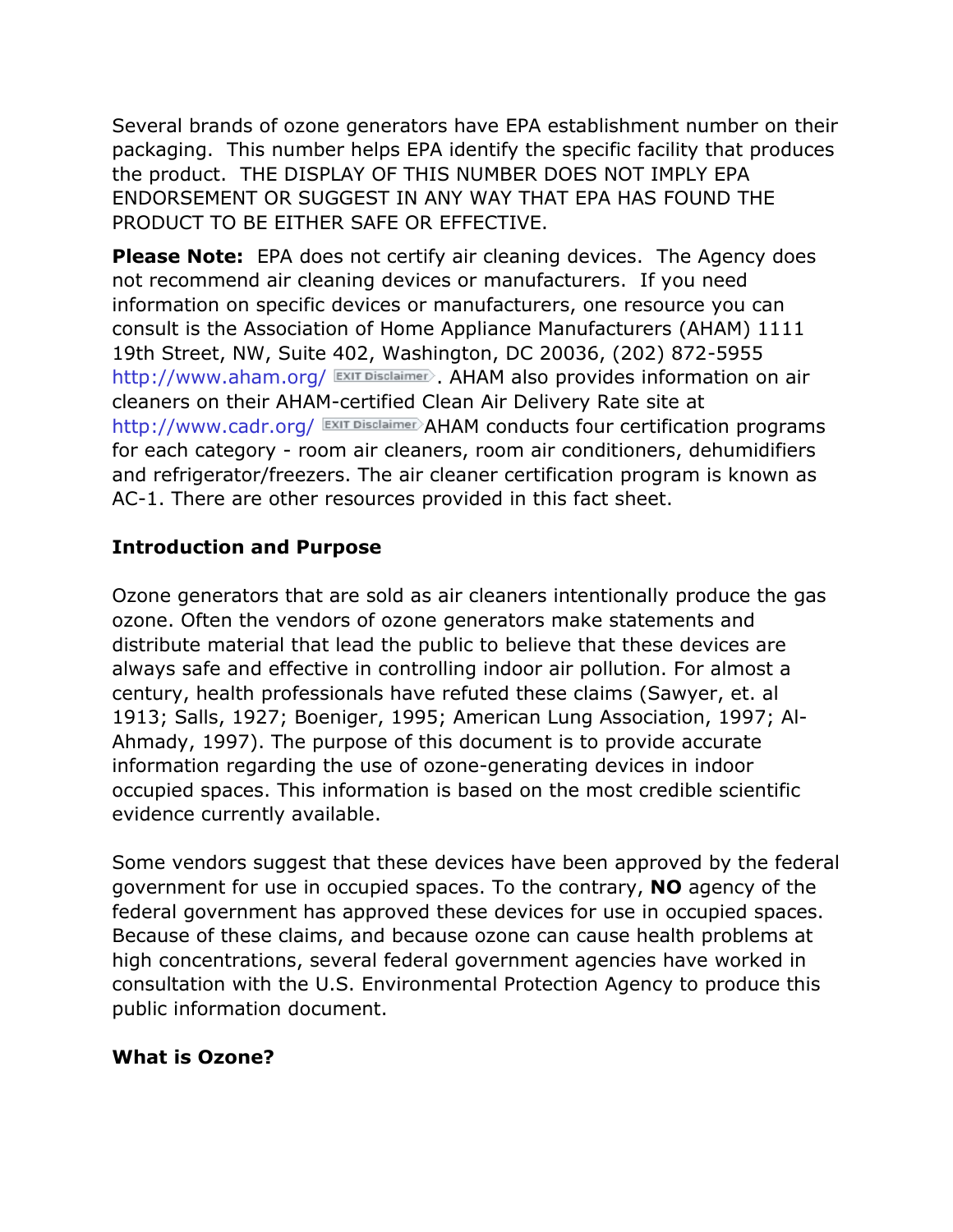Several brands of ozone generators have EPA establishment number on their packaging. This number helps EPA identify the specific facility that produces the product. THE DISPLAY OF THIS NUMBER DOES NOT IMPLY EPA ENDORSEMENT OR SUGGEST IN ANY WAY THAT EPA HAS FOUND THE PRODUCT TO BE EITHER SAFE OR EFFECTIVE.

**Please Note:** EPA does not certify air cleaning devices. The Agency does not recommend air cleaning devices or manufacturers. If you need information on specific devices or manufacturers, one resource you can consult is the Association of Home Appliance Manufacturers (AHAM) 1111 19th Street, NW, Suite 402, Washington, DC 20036, (202) 872-5955 http://www.aham.org/ EXIT Disclaimer. AHAM also provides information on air cleaners on their AHAM-certified Clean Air Delivery Rate site at http://www.cadr.org/ EXIT Disclaimer AHAM conducts four certification programs for each category - room air cleaners, room air conditioners, dehumidifiers and refrigerator/freezers. The air cleaner certification program is known as AC-1. There are other resources provided in this fact sheet.

**Introduction and Purpose**

Ozone generators that are sold as air cleaners intentionally produce the gas ozone. Often the vendors of ozone generators make statements and distribute material that lead the public to believe that these devices are always safe and effective in controlling indoor air pollution. For almost a century, health professionals have refuted these claims (Sawyer, et. al 1913; Salls, 1927; Boeniger, 1995; American Lung Association, 1997; Al-Ahmady, 1997). The purpose of this document is to provide accurate information regarding the use of ozone-generating devices in indoor occupied spaces. This information is based on the most credible scientific evidence currently available.

Some vendors suggest that these devices have been approved by the federal government for use in occupied spaces. To the contrary, **NO** agency of the federal government has approved these devices for use in occupied spaces. Because of these claims, and because ozone can cause health problems at high concentrations, several federal government agencies have worked in consultation with the U.S. Environmental Protection Agency to produce this public information document.

**What is Ozone?**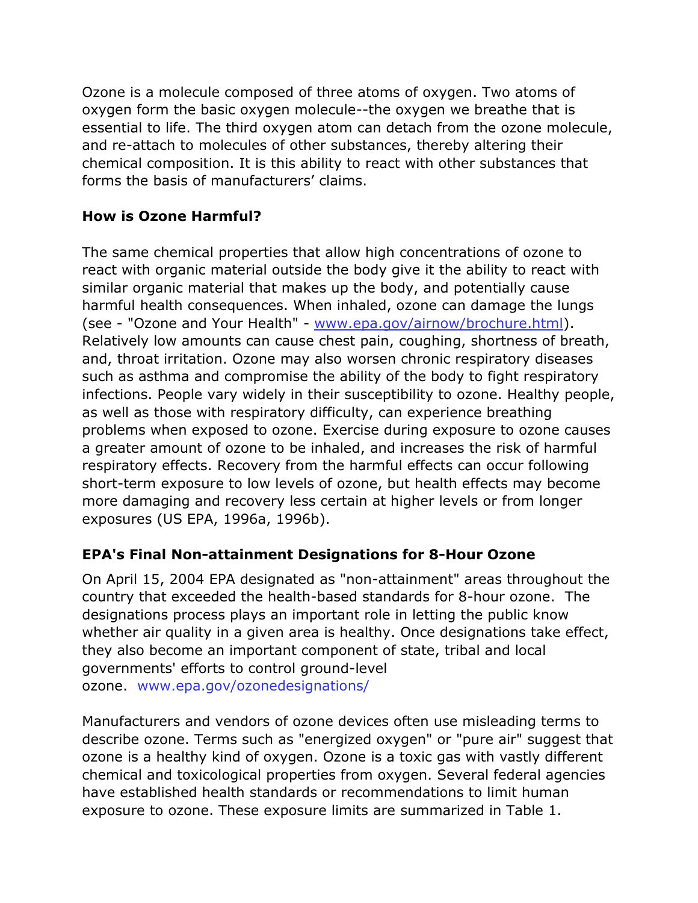Ozone is a molecule composed of three atoms of oxygen. Two atoms of oxygen form the basic oxygen molecule--the oxygen we breathe that is essential to life. The third oxygen atom can detach from the ozone molecule, and re-attach to molecules of other substances, thereby altering their chemical composition. It is this ability to react with other substances that forms the basis of manufacturers' claims.

## How is Ozone Harmful?

The same chemical properties that allow high concentrations of ozone to react with organic material outside the body give it the ability to react with similar organic material that makes up the body, and potentially cause harmful health consequences. When inhaled, ozone can damage the lungs (see - "Ozone and Your Health" - www.epa.gov/airnow/brochure.html). Relatively low amounts can cause chest pain, coughing, shortness of breath, and, throat irritation. Ozone may also worsen chronic respiratory diseases such as asthma and compromise the ability of the body to fight respiratory infections. People vary widely in their susceptibility to ozone. Healthy people, as well as those with respiratory difficulty, can experience breathing problems when exposed to ozone. Exercise during exposure to ozone causes a greater amount of ozone to be inhaled, and increases the risk of harmful respiratory effects. Recovery from the harmful effects can occur following short-term exposure to low levels of ozone, but health effects may become more damaging and recovery less certain at higher levels or from longer exposures (US EPA, 1996a, 1996b).

## EPA's Final Non-attainment Designations for 8-Hour Ozone

On April 15, 2004 EPA designated as "non-attainment" areas throughout the country that exceeded the health-based standards for 8-hour ozone. The designations process plays an important role in letting the public know whether air quality in a given area is healthy. Once designations take effect, they also become an important component of state, tribal and local governments' efforts to control ground-level ozone. www.epa.gov/ozonedesignations/

Manufacturers and vendors of ozone devices often use misleading terms to describe ozone. Terms such as "energized oxygen" or "pure air" suggest that ozone is a healthy kind of oxygen. Ozone is a toxic gas with vastly different chemical and toxicological properties from oxygen. Several federal agencies have established health standards or recommendations to limit human exposure to ozone. These exposure limits are summarized in Table 1.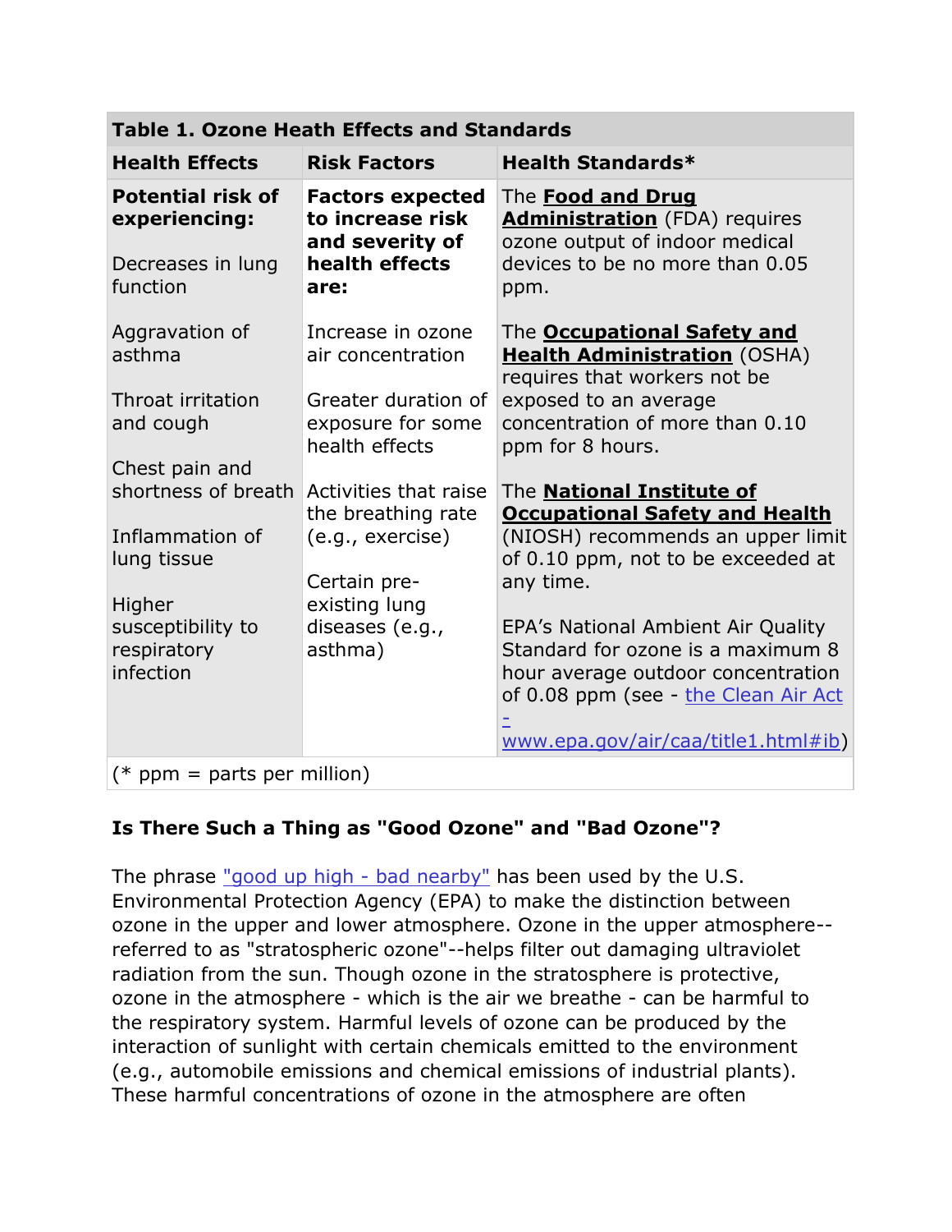**Table 1. Ozone Heath Effects and Standards**

| Health Effects | Risk Factors | Health Standards* |
|---|---|---|
| **Potential risk of experiencing:**<br><br>Decreases in lung function<br><br>Aggravation of asthma<br><br>Throat irritation and cough<br><br>Chest pain and shortness of breath<br><br>Inflammation of lung tissue<br><br>Higher susceptibility to respiratory infection | **Factors expected to increase risk and severity of health effects are:**<br><br>Increase in ozone air concentration<br><br>Greater duration of exposure for some health effects<br><br>Activities that raise the breathing rate (e.g., exercise)<br><br>Certain pre-existing lung diseases (e.g., asthma) | The **Food and Drug Administration** (FDA) requires ozone output of indoor medical devices to be no more than 0.05 ppm.<br><br>The **Occupational Safety and Health Administration** (OSHA) requires that workers not be exposed to an average concentration of more than 0.10 ppm for 8 hours.<br><br>The **National Institute of Occupational Safety and Health** (NIOSH) recommends an upper limit of 0.10 ppm, not to be exceeded at any time.<br><br>EPA's National Ambient Air Quality Standard for ozone is a maximum 8 hour average outdoor concentration of 0.08 ppm (see - the Clean Air Act - www.epa.gov/air/caa/title1.html#ib) |

(* ppm = parts per million)

### Is There Such a Thing as "Good Ozone" and "Bad Ozone"?

The phrase "good up high - bad nearby" has been used by the U.S. Environmental Protection Agency (EPA) to make the distinction between ozone in the upper and lower atmosphere. Ozone in the upper atmosphere--referred to as "stratospheric ozone"--helps filter out damaging ultraviolet radiation from the sun. Though ozone in the stratosphere is protective, ozone in the atmosphere - which is the air we breathe - can be harmful to the respiratory system. Harmful levels of ozone can be produced by the interaction of sunlight with certain chemicals emitted to the environment (e.g., automobile emissions and chemical emissions of industrial plants). These harmful concentrations of ozone in the atmosphere are often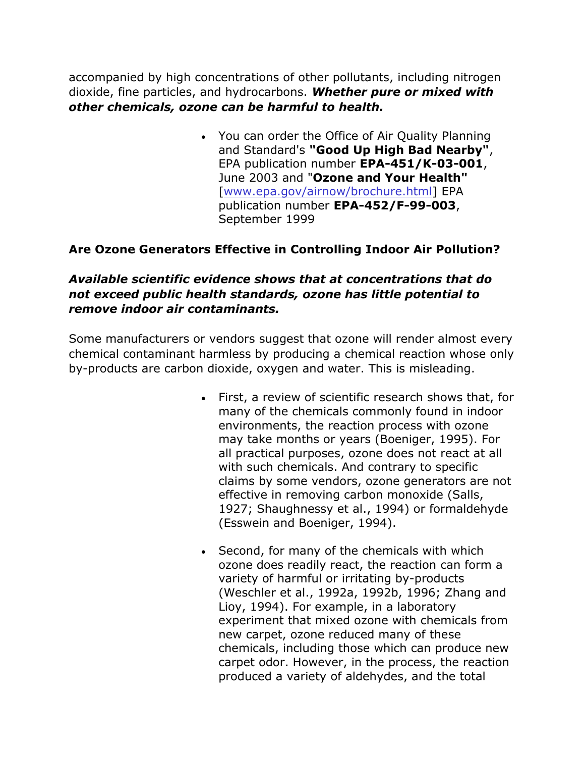accompanied by high concentrations of other pollutants, including nitrogen dioxide, fine particles, and hydrocarbons. ***Whether pure or mixed with other chemicals, ozone can be harmful to health.***

- You can order the Office of Air Quality Planning and Standard's **"Good Up High Bad Nearby"**, EPA publication number **EPA-451/K-03-001**, June 2003 and "**Ozone and Your Health"** [www.epa.gov/airnow/brochure.html] EPA publication number **EPA-452/F-99-003**, September 1999

**Are Ozone Generators Effective in Controlling Indoor Air Pollution?**

***Available scientific evidence shows that at concentrations that do not exceed public health standards, ozone has little potential to remove indoor air contaminants.***

Some manufacturers or vendors suggest that ozone will render almost every chemical contaminant harmless by producing a chemical reaction whose only by-products are carbon dioxide, oxygen and water. This is misleading.

- First, a review of scientific research shows that, for many of the chemicals commonly found in indoor environments, the reaction process with ozone may take months or years (Boeniger, 1995). For all practical purposes, ozone does not react at all with such chemicals. And contrary to specific claims by some vendors, ozone generators are not effective in removing carbon monoxide (Salls, 1927; Shaughnessy et al., 1994) or formaldehyde (Esswein and Boeniger, 1994).
- Second, for many of the chemicals with which ozone does readily react, the reaction can form a variety of harmful or irritating by-products (Weschler et al., 1992a, 1992b, 1996; Zhang and Lioy, 1994). For example, in a laboratory experiment that mixed ozone with chemicals from new carpet, ozone reduced many of these chemicals, including those which can produce new carpet odor. However, in the process, the reaction produced a variety of aldehydes, and the total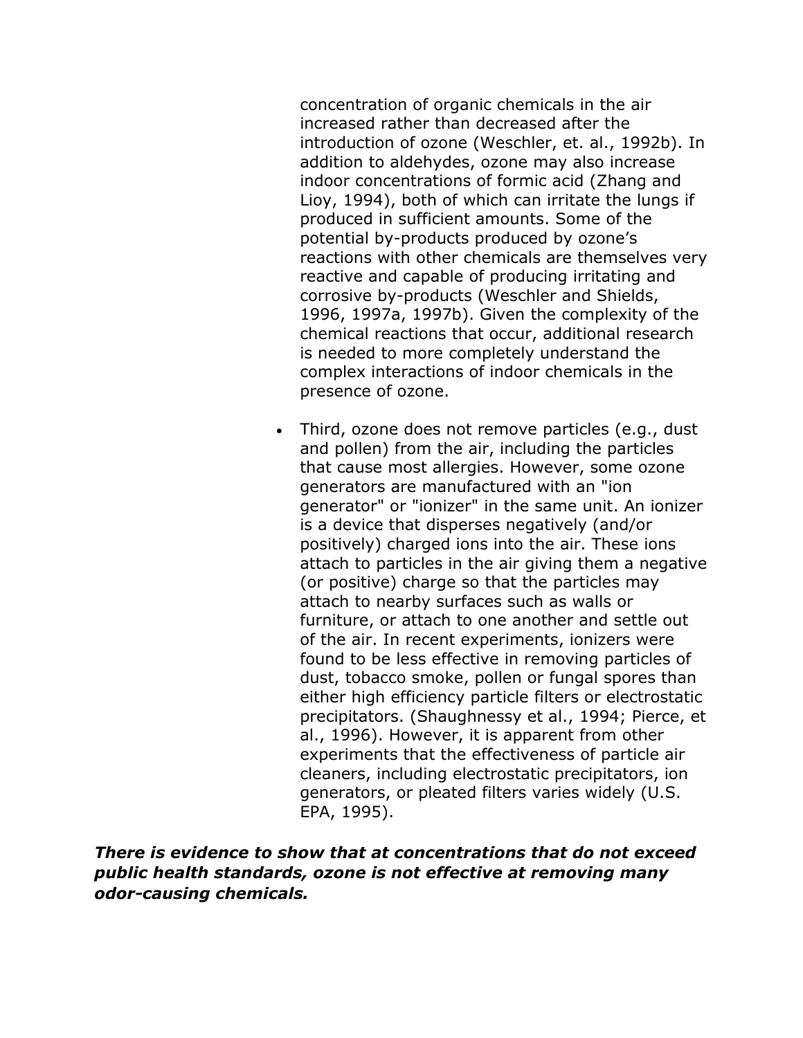concentration of organic chemicals in the air increased rather than decreased after the introduction of ozone (Weschler, et. al., 1992b). In addition to aldehydes, ozone may also increase indoor concentrations of formic acid (Zhang and Lioy, 1994), both of which can irritate the lungs if produced in sufficient amounts. Some of the potential by-products produced by ozone's reactions with other chemicals are themselves very reactive and capable of producing irritating and corrosive by-products (Weschler and Shields, 1996, 1997a, 1997b). Given the complexity of the chemical reactions that occur, additional research is needed to more completely understand the complex interactions of indoor chemicals in the presence of ozone.

- Third, ozone does not remove particles (e.g., dust and pollen) from the air, including the particles that cause most allergies. However, some ozone generators are manufactured with an "ion generator" or "ionizer" in the same unit. An ionizer is a device that disperses negatively (and/or positively) charged ions into the air. These ions attach to particles in the air giving them a negative (or positive) charge so that the particles may attach to nearby surfaces such as walls or furniture, or attach to one another and settle out of the air. In recent experiments, ionizers were found to be less effective in removing particles of dust, tobacco smoke, pollen or fungal spores than either high efficiency particle filters or electrostatic precipitators. (Shaughnessy et al., 1994; Pierce, et al., 1996). However, it is apparent from other experiments that the effectiveness of particle air cleaners, including electrostatic precipitators, ion generators, or pleated filters varies widely (U.S. EPA, 1995).

***There is evidence to show that at concentrations that do not exceed public health standards, ozone is not effective at removing many odor-causing chemicals.***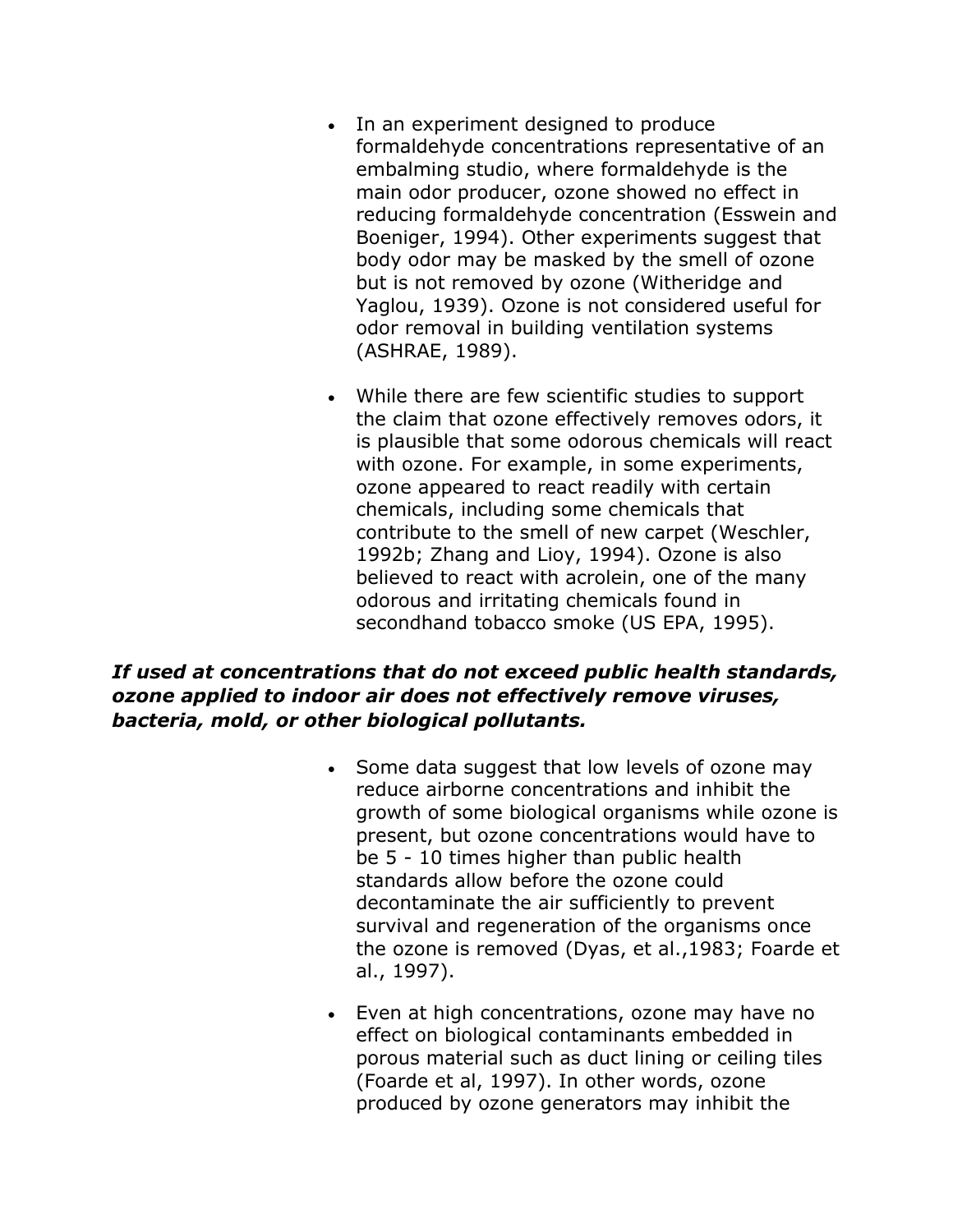- In an experiment designed to produce formaldehyde concentrations representative of an embalming studio, where formaldehyde is the main odor producer, ozone showed no effect in reducing formaldehyde concentration (Esswein and Boeniger, 1994). Other experiments suggest that body odor may be masked by the smell of ozone but is not removed by ozone (Witheridge and Yaglou, 1939). Ozone is not considered useful for odor removal in building ventilation systems (ASHRAE, 1989).

- While there are few scientific studies to support the claim that ozone effectively removes odors, it is plausible that some odorous chemicals will react with ozone. For example, in some experiments, ozone appeared to react readily with certain chemicals, including some chemicals that contribute to the smell of new carpet (Weschler, 1992b; Zhang and Lioy, 1994). Ozone is also believed to react with acrolein, one of the many odorous and irritating chemicals found in secondhand tobacco smoke (US EPA, 1995).

***If used at concentrations that do not exceed public health standards, ozone applied to indoor air does not effectively remove viruses, bacteria, mold, or other biological pollutants.***

- Some data suggest that low levels of ozone may reduce airborne concentrations and inhibit the growth of some biological organisms while ozone is present, but ozone concentrations would have to be 5 - 10 times higher than public health standards allow before the ozone could decontaminate the air sufficiently to prevent survival and regeneration of the organisms once the ozone is removed (Dyas, et al.,1983; Foarde et al., 1997).

- Even at high concentrations, ozone may have no effect on biological contaminants embedded in porous material such as duct lining or ceiling tiles (Foarde et al, 1997). In other words, ozone produced by ozone generators may inhibit the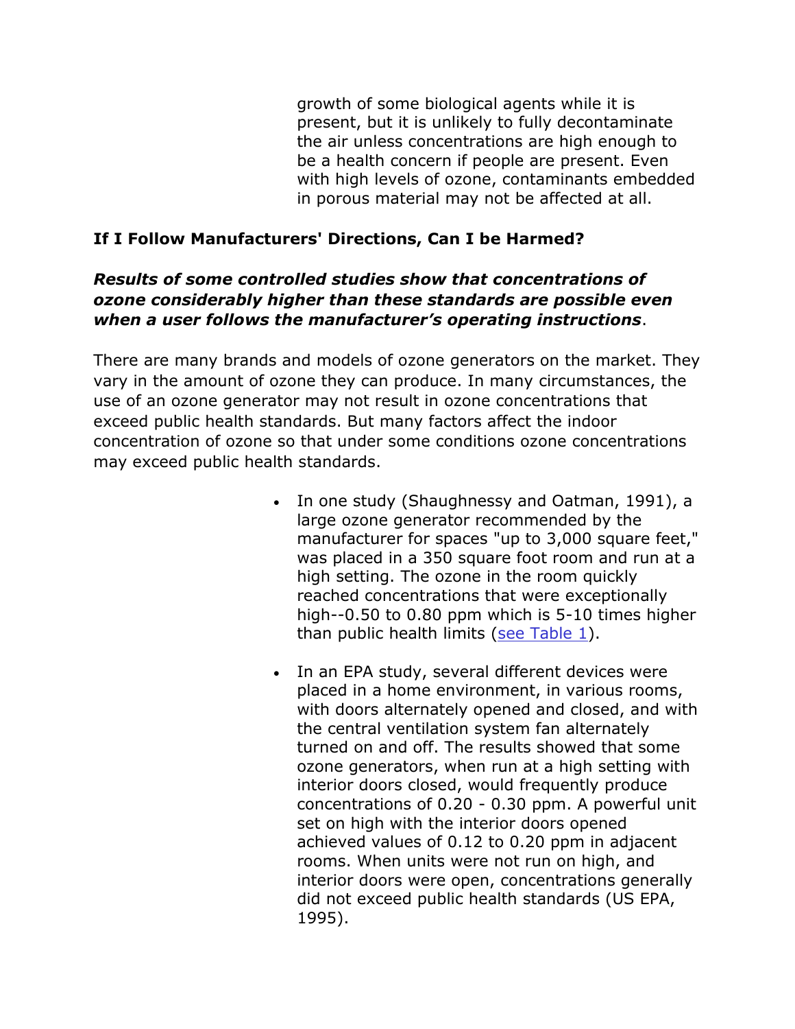growth of some biological agents while it is present, but it is unlikely to fully decontaminate the air unless concentrations are high enough to be a health concern if people are present. Even with high levels of ozone, contaminants embedded in porous material may not be affected at all.

**If I Follow Manufacturers' Directions, Can I be Harmed?**

***Results of some controlled studies show that concentrations of ozone considerably higher than these standards are possible even when a user follows the manufacturer's operating instructions***.

There are many brands and models of ozone generators on the market. They vary in the amount of ozone they can produce. In many circumstances, the use of an ozone generator may not result in ozone concentrations that exceed public health standards. But many factors affect the indoor concentration of ozone so that under some conditions ozone concentrations may exceed public health standards.

- In one study (Shaughnessy and Oatman, 1991), a large ozone generator recommended by the manufacturer for spaces "up to 3,000 square feet," was placed in a 350 square foot room and run at a high setting. The ozone in the room quickly reached concentrations that were exceptionally high--0.50 to 0.80 ppm which is 5-10 times higher than public health limits (see Table 1).
- In an EPA study, several different devices were placed in a home environment, in various rooms, with doors alternately opened and closed, and with the central ventilation system fan alternately turned on and off. The results showed that some ozone generators, when run at a high setting with interior doors closed, would frequently produce concentrations of 0.20 - 0.30 ppm. A powerful unit set on high with the interior doors opened achieved values of 0.12 to 0.20 ppm in adjacent rooms. When units were not run on high, and interior doors were open, concentrations generally did not exceed public health standards (US EPA, 1995).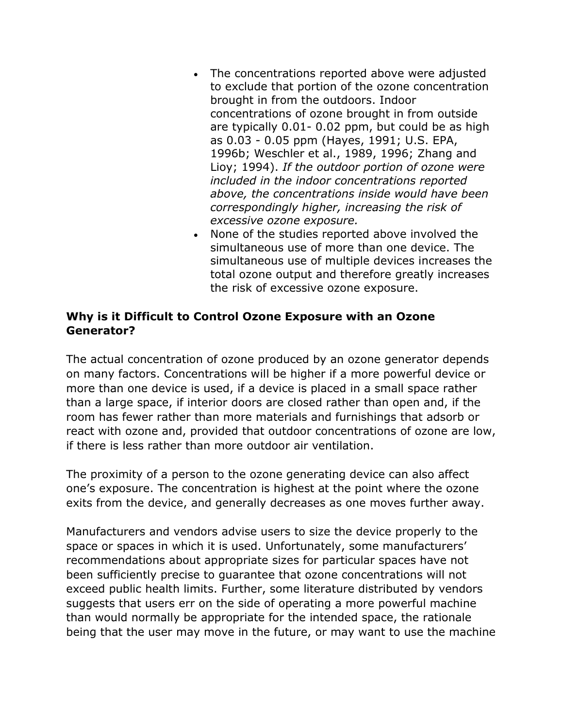- The concentrations reported above were adjusted to exclude that portion of the ozone concentration brought in from the outdoors. Indoor concentrations of ozone brought in from outside are typically 0.01- 0.02 ppm, but could be as high as 0.03 - 0.05 ppm (Hayes, 1991; U.S. EPA, 1996b; Weschler et al., 1989, 1996; Zhang and Lioy; 1994). *If the outdoor portion of ozone were included in the indoor concentrations reported above, the concentrations inside would have been correspondingly higher, increasing the risk of excessive ozone exposure.*
- None of the studies reported above involved the simultaneous use of more than one device. The simultaneous use of multiple devices increases the total ozone output and therefore greatly increases the risk of excessive ozone exposure.

**Why is it Difficult to Control Ozone Exposure with an Ozone Generator?**

The actual concentration of ozone produced by an ozone generator depends on many factors. Concentrations will be higher if a more powerful device or more than one device is used, if a device is placed in a small space rather than a large space, if interior doors are closed rather than open and, if the room has fewer rather than more materials and furnishings that adsorb or react with ozone and, provided that outdoor concentrations of ozone are low, if there is less rather than more outdoor air ventilation.

The proximity of a person to the ozone generating device can also affect one's exposure. The concentration is highest at the point where the ozone exits from the device, and generally decreases as one moves further away.

Manufacturers and vendors advise users to size the device properly to the space or spaces in which it is used. Unfortunately, some manufacturers' recommendations about appropriate sizes for particular spaces have not been sufficiently precise to guarantee that ozone concentrations will not exceed public health limits. Further, some literature distributed by vendors suggests that users err on the side of operating a more powerful machine than would normally be appropriate for the intended space, the rationale being that the user may move in the future, or may want to use the machine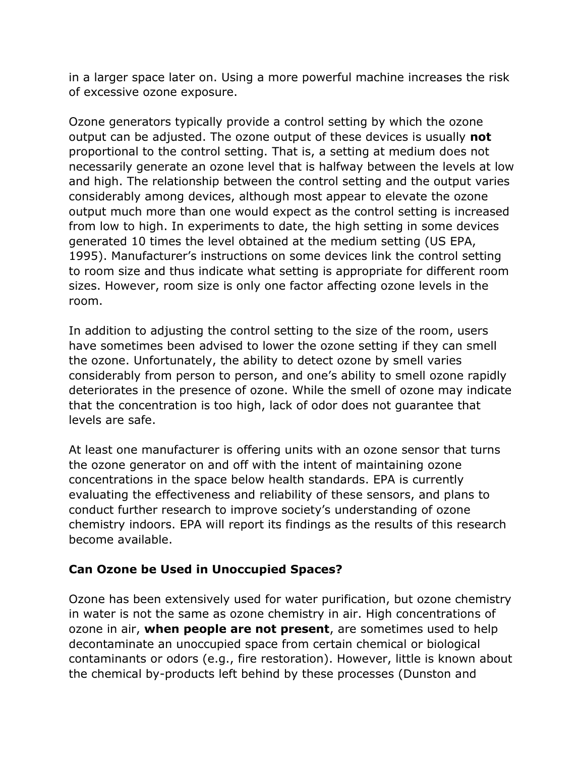in a larger space later on. Using a more powerful machine increases the risk of excessive ozone exposure.

Ozone generators typically provide a control setting by which the ozone output can be adjusted. The ozone output of these devices is usually **not** proportional to the control setting. That is, a setting at medium does not necessarily generate an ozone level that is halfway between the levels at low and high. The relationship between the control setting and the output varies considerably among devices, although most appear to elevate the ozone output much more than one would expect as the control setting is increased from low to high. In experiments to date, the high setting in some devices generated 10 times the level obtained at the medium setting (US EPA, 1995). Manufacturer's instructions on some devices link the control setting to room size and thus indicate what setting is appropriate for different room sizes. However, room size is only one factor affecting ozone levels in the room.

In addition to adjusting the control setting to the size of the room, users have sometimes been advised to lower the ozone setting if they can smell the ozone. Unfortunately, the ability to detect ozone by smell varies considerably from person to person, and one's ability to smell ozone rapidly deteriorates in the presence of ozone. While the smell of ozone may indicate that the concentration is too high, lack of odor does not guarantee that levels are safe.

At least one manufacturer is offering units with an ozone sensor that turns the ozone generator on and off with the intent of maintaining ozone concentrations in the space below health standards. EPA is currently evaluating the effectiveness and reliability of these sensors, and plans to conduct further research to improve society's understanding of ozone chemistry indoors. EPA will report its findings as the results of this research become available.

**Can Ozone be Used in Unoccupied Spaces?**

Ozone has been extensively used for water purification, but ozone chemistry in water is not the same as ozone chemistry in air. High concentrations of ozone in air, **when people are not present**, are sometimes used to help decontaminate an unoccupied space from certain chemical or biological contaminants or odors (e.g., fire restoration). However, little is known about the chemical by-products left behind by these processes (Dunston and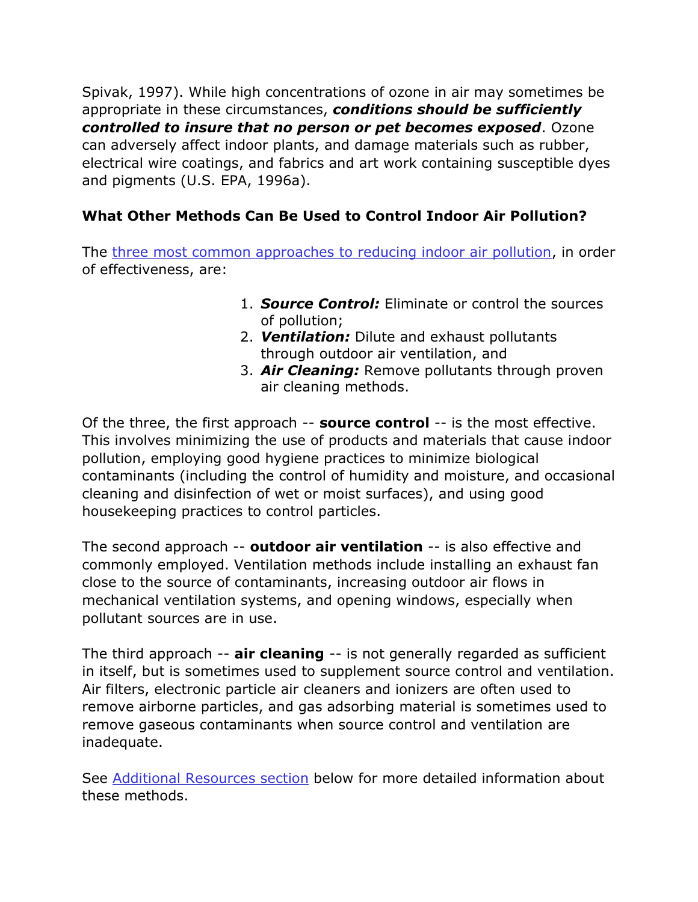Spivak, 1997). While high concentrations of ozone in air may sometimes be appropriate in these circumstances, ***conditions should be sufficiently controlled to insure that no person or pet becomes exposed***. Ozone can adversely affect indoor plants, and damage materials such as rubber, electrical wire coatings, and fabrics and art work containing susceptible dyes and pigments (U.S. EPA, 1996a).

**What Other Methods Can Be Used to Control Indoor Air Pollution?**

The three most common approaches to reducing indoor air pollution, in order of effectiveness, are:

1. ***Source Control:*** Eliminate or control the sources of pollution;
2. ***Ventilation:*** Dilute and exhaust pollutants through outdoor air ventilation, and
3. ***Air Cleaning:*** Remove pollutants through proven air cleaning methods.

Of the three, the first approach -- **source control** -- is the most effective. This involves minimizing the use of products and materials that cause indoor pollution, employing good hygiene practices to minimize biological contaminants (including the control of humidity and moisture, and occasional cleaning and disinfection of wet or moist surfaces), and using good housekeeping practices to control particles.

The second approach -- **outdoor air ventilation** -- is also effective and commonly employed. Ventilation methods include installing an exhaust fan close to the source of contaminants, increasing outdoor air flows in mechanical ventilation systems, and opening windows, especially when pollutant sources are in use.

The third approach -- **air cleaning** -- is not generally regarded as sufficient in itself, but is sometimes used to supplement source control and ventilation. Air filters, electronic particle air cleaners and ionizers are often used to remove airborne particles, and gas adsorbing material is sometimes used to remove gaseous contaminants when source control and ventilation are inadequate.

See Additional Resources section below for more detailed information about these methods.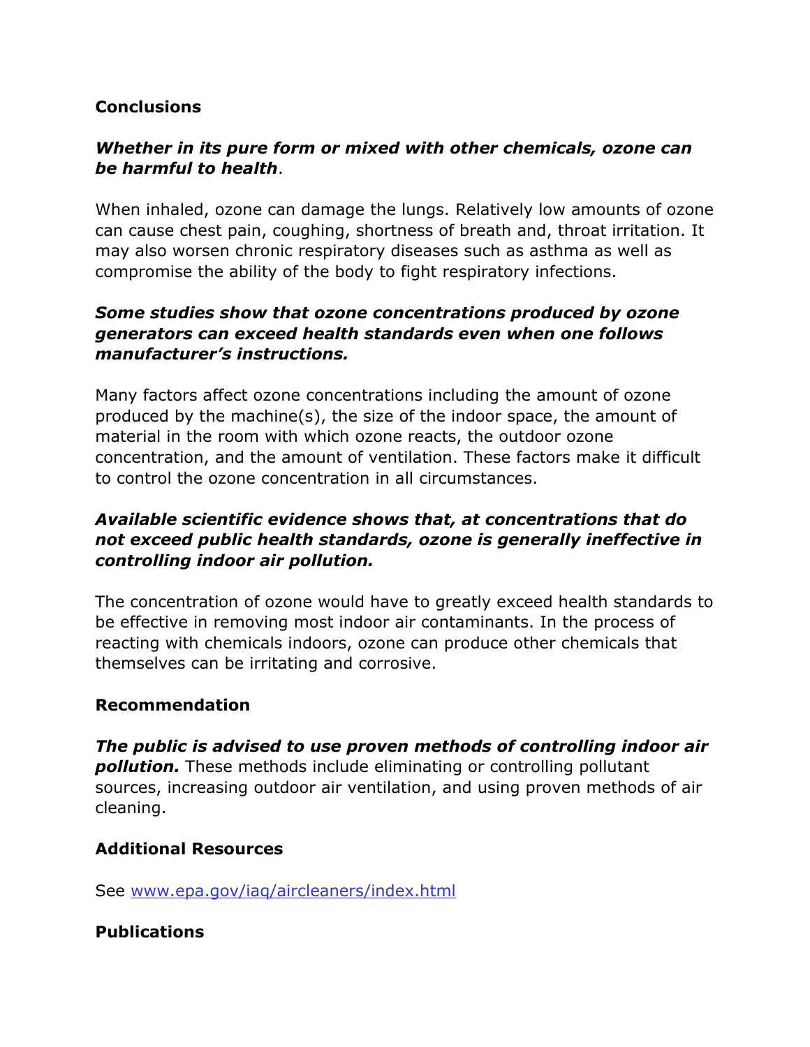**Conclusions**

***Whether in its pure form or mixed with other chemicals, ozone can be harmful to health***.

When inhaled, ozone can damage the lungs. Relatively low amounts of ozone can cause chest pain, coughing, shortness of breath and, throat irritation. It may also worsen chronic respiratory diseases such as asthma as well as compromise the ability of the body to fight respiratory infections.

***Some studies show that ozone concentrations produced by ozone generators can exceed health standards even when one follows manufacturer's instructions.***

Many factors affect ozone concentrations including the amount of ozone produced by the machine(s), the size of the indoor space, the amount of material in the room with which ozone reacts, the outdoor ozone concentration, and the amount of ventilation. These factors make it difficult to control the ozone concentration in all circumstances.

***Available scientific evidence shows that, at concentrations that do not exceed public health standards, ozone is generally ineffective in controlling indoor air pollution.***

The concentration of ozone would have to greatly exceed health standards to be effective in removing most indoor air contaminants. In the process of reacting with chemicals indoors, ozone can produce other chemicals that themselves can be irritating and corrosive.

**Recommendation**

***The public is advised to use proven methods of controlling indoor air pollution.*** These methods include eliminating or controlling pollutant sources, increasing outdoor air ventilation, and using proven methods of air cleaning.

**Additional Resources**

See [www.epa.gov/iaq/aircleaners/index.html](www.epa.gov/iaq/aircleaners/index.html)

**Publications**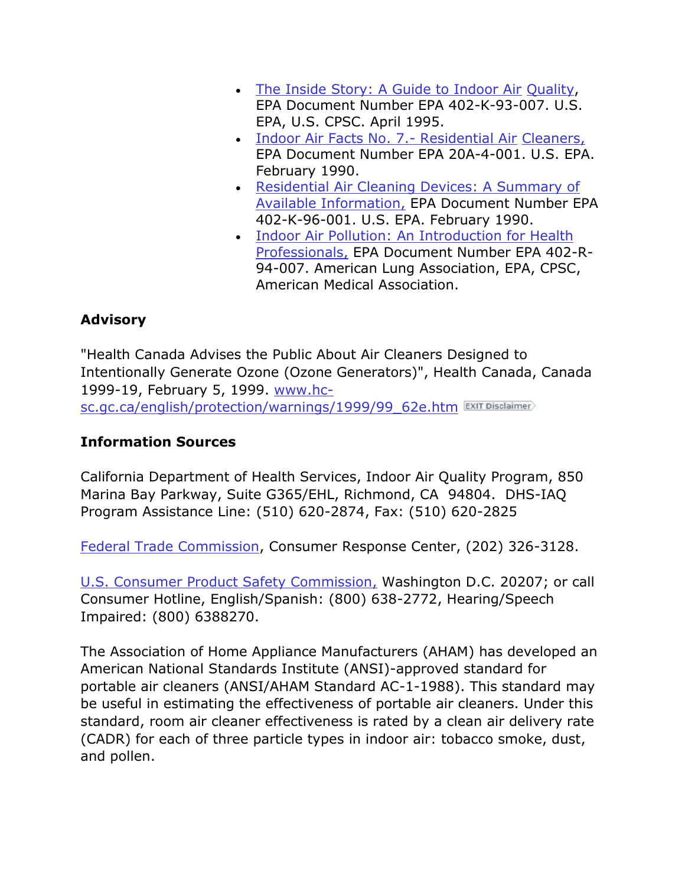- The Inside Story: A Guide to Indoor Air Quality, EPA Document Number EPA 402-K-93-007. U.S. EPA, U.S. CPSC. April 1995.
- Indoor Air Facts No. 7.- Residential Air Cleaners, EPA Document Number EPA 20A-4-001. U.S. EPA. February 1990.
- Residential Air Cleaning Devices: A Summary of Available Information, EPA Document Number EPA 402-K-96-001. U.S. EPA. February 1990.
- Indoor Air Pollution: An Introduction for Health Professionals, EPA Document Number EPA 402-R-94-007. American Lung Association, EPA, CPSC, American Medical Association.

**Advisory**

"Health Canada Advises the Public About Air Cleaners Designed to Intentionally Generate Ozone (Ozone Generators)", Health Canada, Canada 1999-19, February 5, 1999. www.hc-sc.gc.ca/english/protection/warnings/1999/99_62e.htm EXIT Disclaimer

**Information Sources**

California Department of Health Services, Indoor Air Quality Program, 850 Marina Bay Parkway, Suite G365/EHL, Richmond, CA 94804. DHS-IAQ Program Assistance Line: (510) 620-2874, Fax: (510) 620-2825

Federal Trade Commission, Consumer Response Center, (202) 326-3128.

U.S. Consumer Product Safety Commission, Washington D.C. 20207; or call Consumer Hotline, English/Spanish: (800) 638-2772, Hearing/Speech Impaired: (800) 6388270.

The Association of Home Appliance Manufacturers (AHAM) has developed an American National Standards Institute (ANSI)-approved standard for portable air cleaners (ANSI/AHAM Standard AC-1-1988). This standard may be useful in estimating the effectiveness of portable air cleaners. Under this standard, room air cleaner effectiveness is rated by a clean air delivery rate (CADR) for each of three particle types in indoor air: tobacco smoke, dust, and pollen.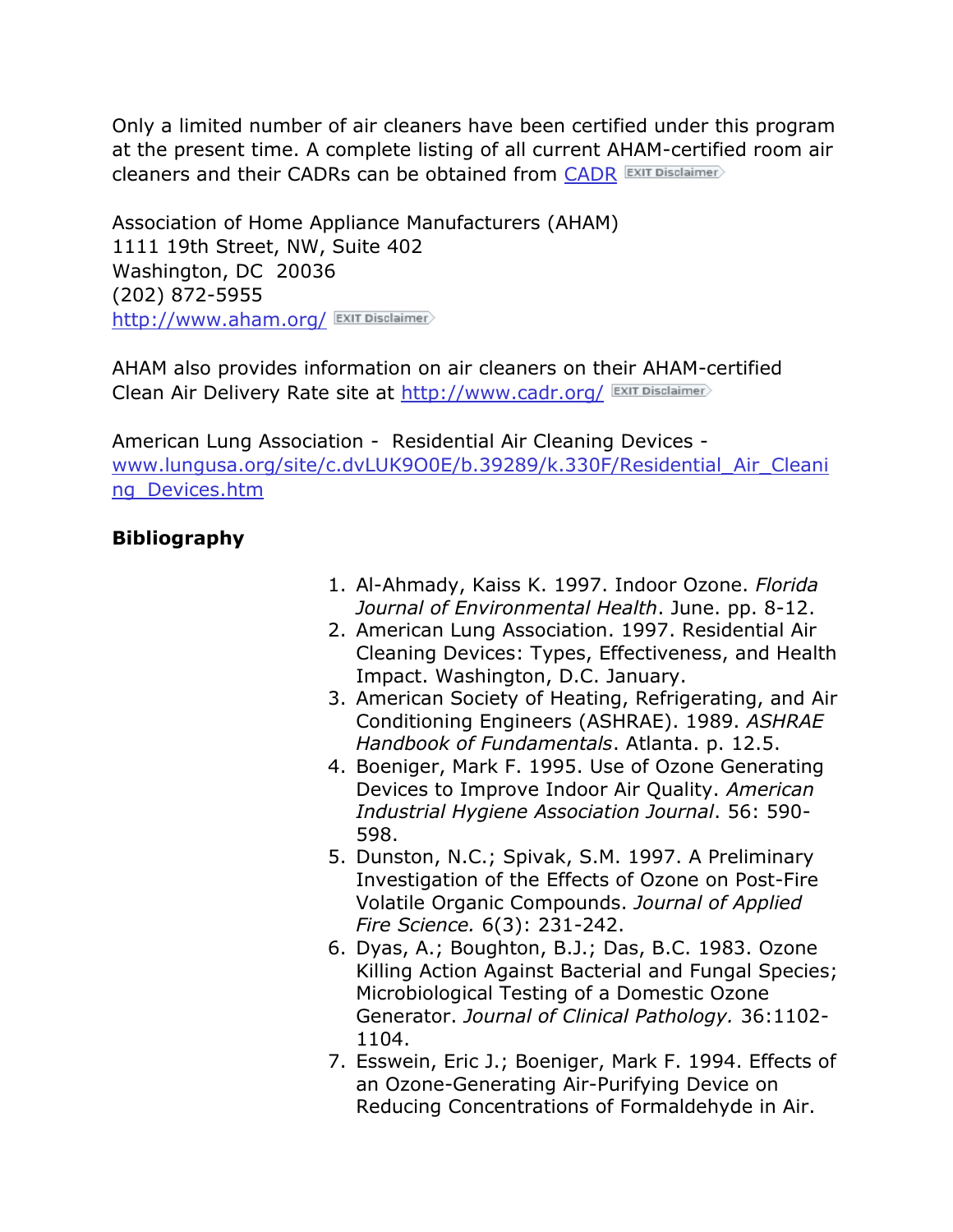Only a limited number of air cleaners have been certified under this program at the present time. A complete listing of all current AHAM-certified room air cleaners and their CADRs can be obtained from [CADR](http://www.cadr.org/) EXIT Disclaimer

Association of Home Appliance Manufacturers (AHAM)  
1111 19th Street, NW, Suite 402  
Washington, DC 20036  
(202) 872-5955  
[http://www.aham.org/](http://www.aham.org/) EXIT Disclaimer

AHAM also provides information on air cleaners on their AHAM-certified Clean Air Delivery Rate site at [http://www.cadr.org/](http://www.cadr.org/) EXIT Disclaimer

American Lung Association - Residential Air Cleaning Devices - [www.lungusa.org/site/c.dvLUK9O0E/b.39289/k.330F/Residential_Air_Cleaning_Devices.htm](www.lungusa.org/site/c.dvLUK9O0E/b.39289/k.330F/Residential_Air_Cleaning_Devices.htm)

**Bibliography**

1. Al-Ahmady, Kaiss K. 1997. Indoor Ozone. *Florida Journal of Environmental Health*. June. pp. 8-12.
2. American Lung Association. 1997. Residential Air Cleaning Devices: Types, Effectiveness, and Health Impact. Washington, D.C. January.
3. American Society of Heating, Refrigerating, and Air Conditioning Engineers (ASHRAE). 1989. *ASHRAE Handbook of Fundamentals*. Atlanta. p. 12.5.
4. Boeniger, Mark F. 1995. Use of Ozone Generating Devices to Improve Indoor Air Quality. *American Industrial Hygiene Association Journal*. 56: 590-598.
5. Dunston, N.C.; Spivak, S.M. 1997. A Preliminary Investigation of the Effects of Ozone on Post-Fire Volatile Organic Compounds. *Journal of Applied Fire Science.* 6(3): 231-242.
6. Dyas, A.; Boughton, B.J.; Das, B.C. 1983. Ozone Killing Action Against Bacterial and Fungal Species; Microbiological Testing of a Domestic Ozone Generator. *Journal of Clinical Pathology.* 36:1102-1104.
7. Esswein, Eric J.; Boeniger, Mark F. 1994. Effects of an Ozone-Generating Air-Purifying Device on Reducing Concentrations of Formaldehyde in Air.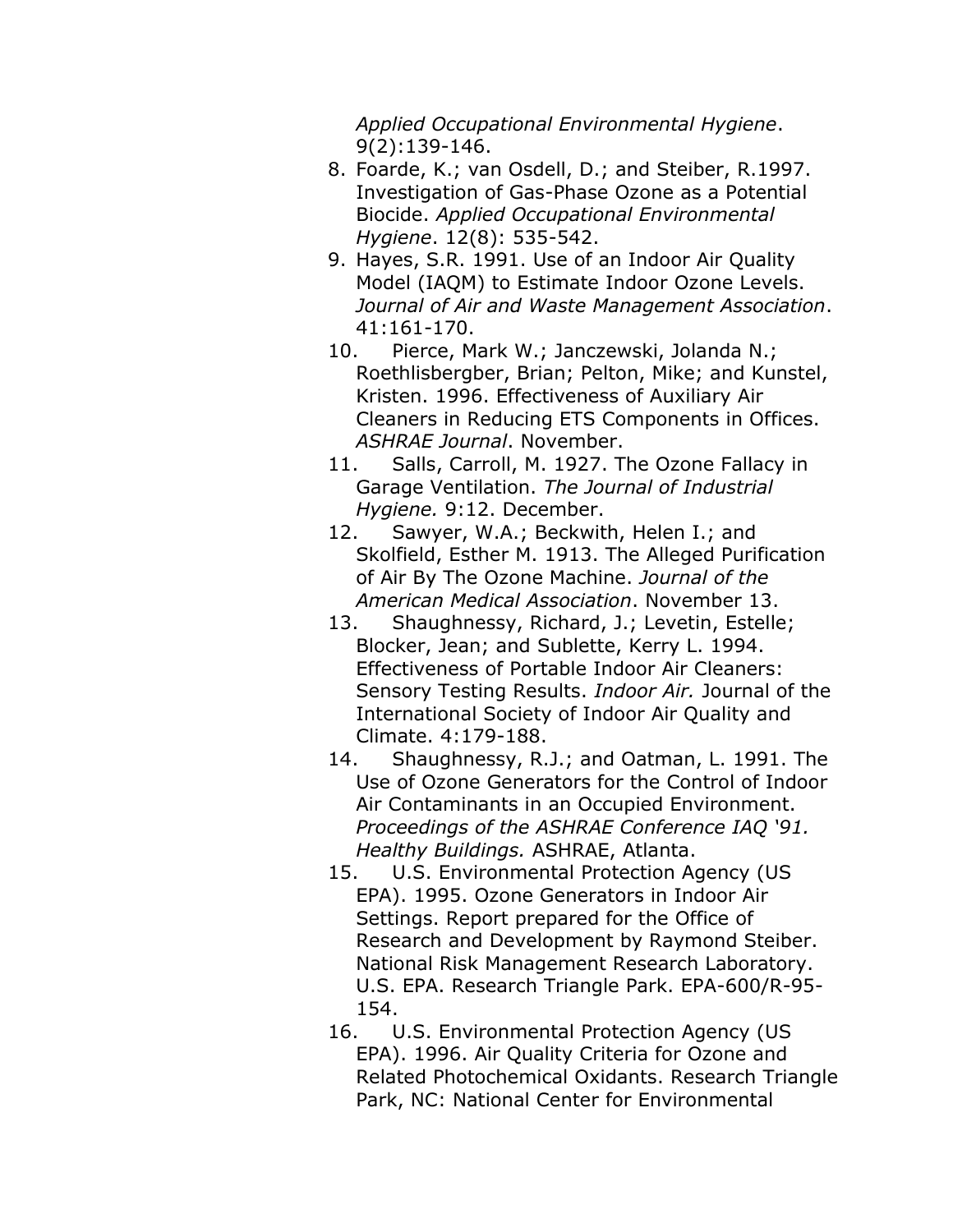*Applied Occupational Environmental Hygiene*. 9(2):139-146.

8. Foarde, K.; van Osdell, D.; and Steiber, R.1997. Investigation of Gas-Phase Ozone as a Potential Biocide. *Applied Occupational Environmental Hygiene*. 12(8): 535-542.
9. Hayes, S.R. 1991. Use of an Indoor Air Quality Model (IAQM) to Estimate Indoor Ozone Levels. *Journal of Air and Waste Management Association*. 41:161-170.
10. Pierce, Mark W.; Janczewski, Jolanda N.; Roethlisbergber, Brian; Pelton, Mike; and Kunstel, Kristen. 1996. Effectiveness of Auxiliary Air Cleaners in Reducing ETS Components in Offices. *ASHRAE Journal*. November.
11. Salls, Carroll, M. 1927. The Ozone Fallacy in Garage Ventilation. *The Journal of Industrial Hygiene.* 9:12. December.
12. Sawyer, W.A.; Beckwith, Helen I.; and Skolfield, Esther M. 1913. The Alleged Purification of Air By The Ozone Machine. *Journal of the American Medical Association*. November 13.
13. Shaughnessy, Richard, J.; Levetin, Estelle; Blocker, Jean; and Sublette, Kerry L. 1994. Effectiveness of Portable Indoor Air Cleaners: Sensory Testing Results. *Indoor Air.* Journal of the International Society of Indoor Air Quality and Climate. 4:179-188.
14. Shaughnessy, R.J.; and Oatman, L. 1991. The Use of Ozone Generators for the Control of Indoor Air Contaminants in an Occupied Environment. *Proceedings of the ASHRAE Conference IAQ '91. Healthy Buildings.* ASHRAE, Atlanta.
15. U.S. Environmental Protection Agency (US EPA). 1995. Ozone Generators in Indoor Air Settings. Report prepared for the Office of Research and Development by Raymond Steiber. National Risk Management Research Laboratory. U.S. EPA. Research Triangle Park. EPA-600/R-95-154.
16. U.S. Environmental Protection Agency (US EPA). 1996. Air Quality Criteria for Ozone and Related Photochemical Oxidants. Research Triangle Park, NC: National Center for Environmental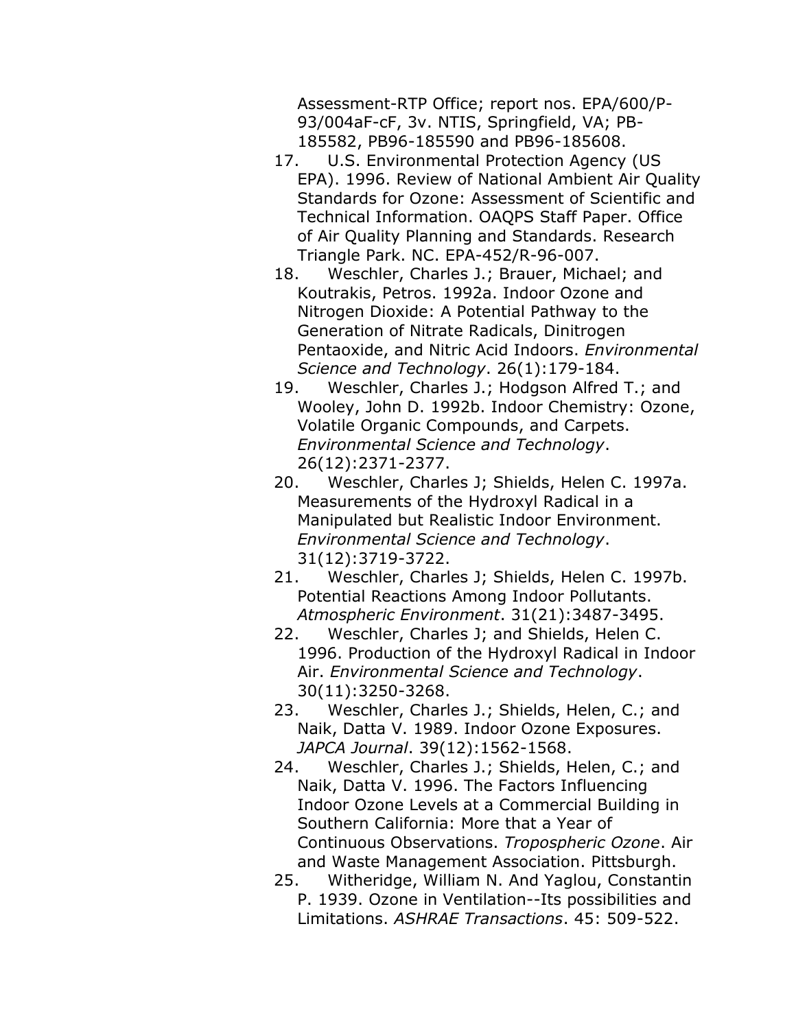Assessment-RTP Office; report nos. EPA/600/P-93/004aF-cF, 3v. NTIS, Springfield, VA; PB-185582, PB96-185590 and PB96-185608.

17. U.S. Environmental Protection Agency (US EPA). 1996. Review of National Ambient Air Quality Standards for Ozone: Assessment of Scientific and Technical Information. OAQPS Staff Paper. Office of Air Quality Planning and Standards. Research Triangle Park. NC. EPA-452/R-96-007.
18. Weschler, Charles J.; Brauer, Michael; and Koutrakis, Petros. 1992a. Indoor Ozone and Nitrogen Dioxide: A Potential Pathway to the Generation of Nitrate Radicals, Dinitrogen Pentaoxide, and Nitric Acid Indoors. *Environmental Science and Technology*. 26(1):179-184.
19. Weschler, Charles J.; Hodgson Alfred T.; and Wooley, John D. 1992b. Indoor Chemistry: Ozone, Volatile Organic Compounds, and Carpets. *Environmental Science and Technology*. 26(12):2371-2377.
20. Weschler, Charles J; Shields, Helen C. 1997a. Measurements of the Hydroxyl Radical in a Manipulated but Realistic Indoor Environment. *Environmental Science and Technology*. 31(12):3719-3722.
21. Weschler, Charles J; Shields, Helen C. 1997b. Potential Reactions Among Indoor Pollutants. *Atmospheric Environment*. 31(21):3487-3495.
22. Weschler, Charles J; and Shields, Helen C. 1996. Production of the Hydroxyl Radical in Indoor Air. *Environmental Science and Technology*. 30(11):3250-3268.
23. Weschler, Charles J.; Shields, Helen, C.; and Naik, Datta V. 1989. Indoor Ozone Exposures. *JAPCA Journal*. 39(12):1562-1568.
24. Weschler, Charles J.; Shields, Helen, C.; and Naik, Datta V. 1996. The Factors Influencing Indoor Ozone Levels at a Commercial Building in Southern California: More that a Year of Continuous Observations. *Tropospheric Ozone*. Air and Waste Management Association. Pittsburgh.
25. Witheridge, William N. And Yaglou, Constantin P. 1939. Ozone in Ventilation--Its possibilities and Limitations. *ASHRAE Transactions*. 45: 509-522.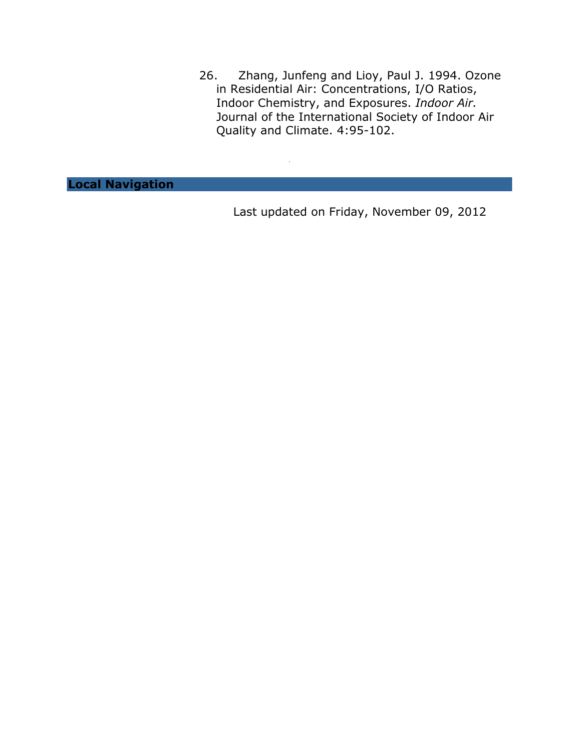26. Zhang, Junfeng and Lioy, Paul J. 1994. Ozone in Residential Air: Concentrations, I/O Ratios, Indoor Chemistry, and Exposures. *Indoor Air.* Journal of the International Society of Indoor Air Quality and Climate. 4:95-102.

**Local Navigation**

Last updated on Friday, November 09, 2012